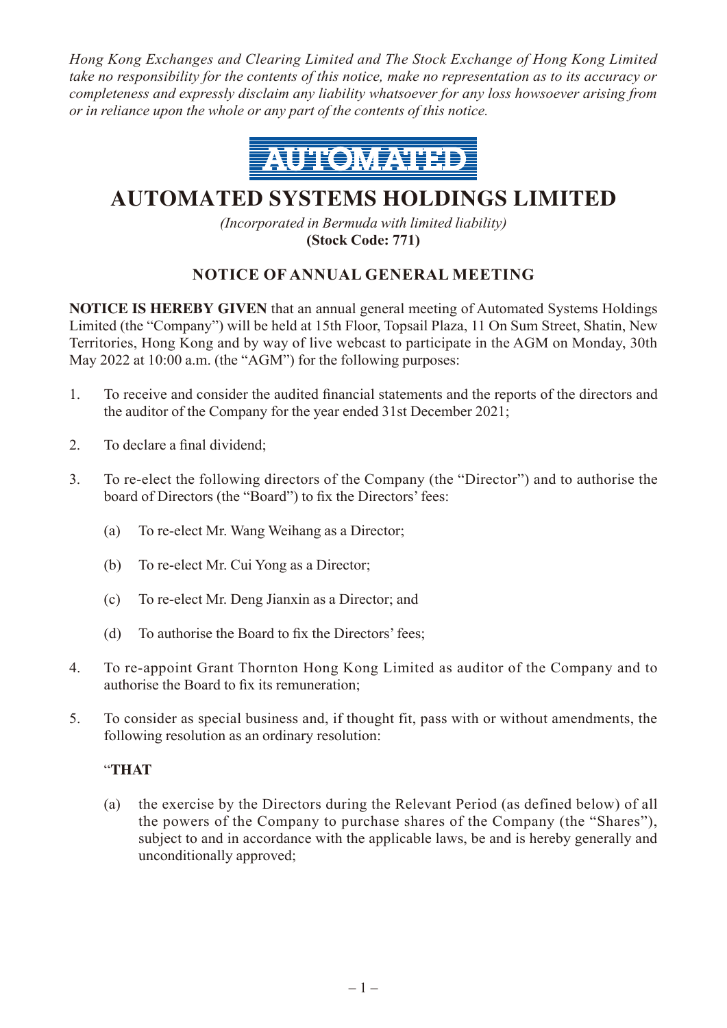*Hong Kong Exchanges and Clearing Limited and The Stock Exchange of Hong Kong Limited take no responsibility for the contents of this notice, make no representation as to its accuracy or completeness and expressly disclaim any liability whatsoever for any loss howsoever arising from or in reliance upon the whole or any part of the contents of this notice.*

AUTOMATED

# AUTOMATED SYSTEMS HOLDINGS LIMITED

*(Incorporated in Bermuda with limited liability)*
**(Stock Code: 771)**

## NOTICE OF ANNUAL GENERAL MEETING

**NOTICE IS HEREBY GIVEN** that an annual general meeting of Automated Systems Holdings Limited (the "Company") will be held at 15th Floor, Topsail Plaza, 11 On Sum Street, Shatin, New Territories, Hong Kong and by way of live webcast to participate in the AGM on Monday, 30th May 2022 at 10:00 a.m. (the "AGM") for the following purposes:

1. To receive and consider the audited financial statements and the reports of the directors and the auditor of the Company for the year ended 31st December 2021;

2. To declare a final dividend;

3. To re-elect the following directors of the Company (the "Director") and to authorise the board of Directors (the "Board") to fix the Directors' fees:

   (a) To re-elect Mr. Wang Weihang as a Director;

   (b) To re-elect Mr. Cui Yong as a Director;

   (c) To re-elect Mr. Deng Jianxin as a Director; and

   (d) To authorise the Board to fix the Directors' fees;

4. To re-appoint Grant Thornton Hong Kong Limited as auditor of the Company and to authorise the Board to fix its remuneration;

5. To consider as special business and, if thought fit, pass with or without amendments, the following resolution as an ordinary resolution:

   "**THAT**

   (a) the exercise by the Directors during the Relevant Period (as defined below) of all the powers of the Company to purchase shares of the Company (the "Shares"), subject to and in accordance with the applicable laws, be and is hereby generally and unconditionally approved;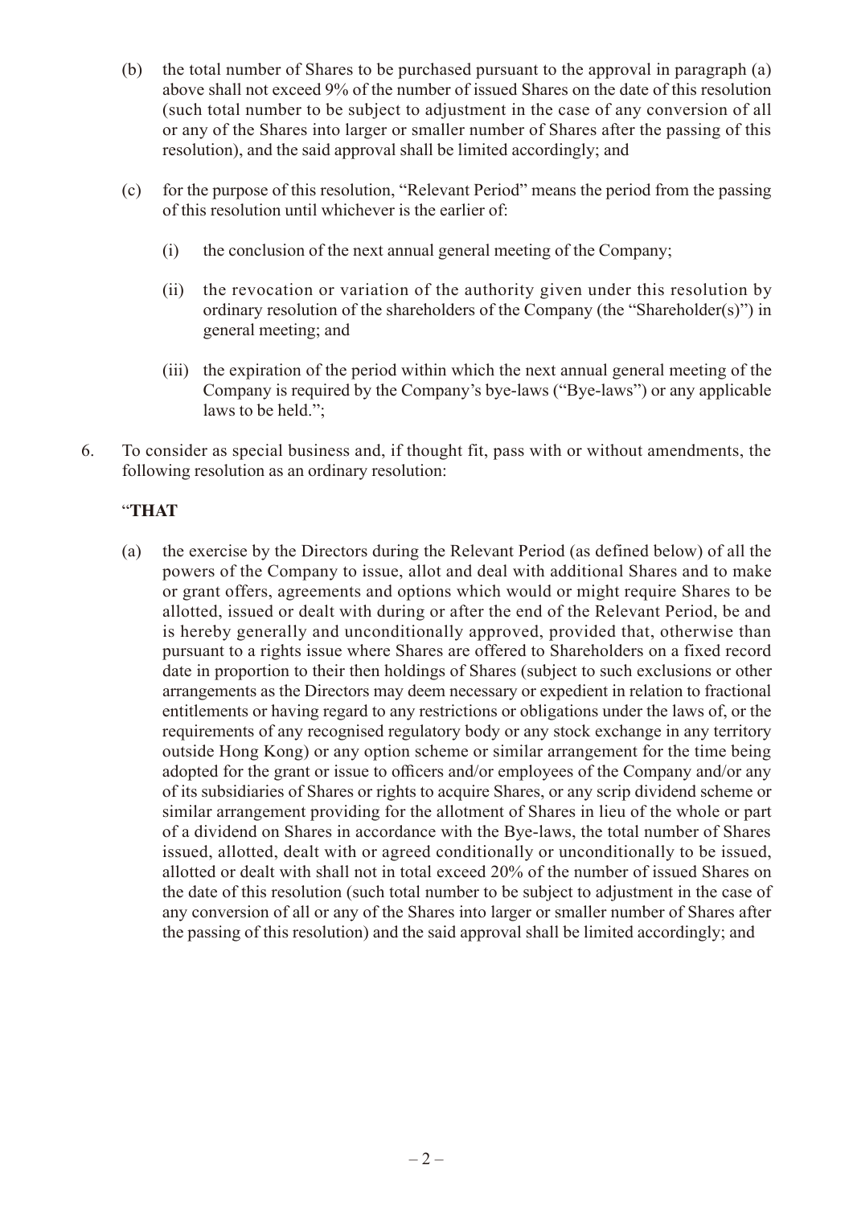(b) the total number of Shares to be purchased pursuant to the approval in paragraph (a) above shall not exceed 9% of the number of issued Shares on the date of this resolution (such total number to be subject to adjustment in the case of any conversion of all or any of the Shares into larger or smaller number of Shares after the passing of this resolution), and the said approval shall be limited accordingly; and

(c) for the purpose of this resolution, "Relevant Period" means the period from the passing of this resolution until whichever is the earlier of:

(i) the conclusion of the next annual general meeting of the Company;

(ii) the revocation or variation of the authority given under this resolution by ordinary resolution of the shareholders of the Company (the "Shareholder(s)") in general meeting; and

(iii) the expiration of the period within which the next annual general meeting of the Company is required by the Company's bye-laws ("Bye-laws") or any applicable laws to be held.";

6. To consider as special business and, if thought fit, pass with or without amendments, the following resolution as an ordinary resolution:

"**THAT**

(a) the exercise by the Directors during the Relevant Period (as defined below) of all the powers of the Company to issue, allot and deal with additional Shares and to make or grant offers, agreements and options which would or might require Shares to be allotted, issued or dealt with during or after the end of the Relevant Period, be and is hereby generally and unconditionally approved, provided that, otherwise than pursuant to a rights issue where Shares are offered to Shareholders on a fixed record date in proportion to their then holdings of Shares (subject to such exclusions or other arrangements as the Directors may deem necessary or expedient in relation to fractional entitlements or having regard to any restrictions or obligations under the laws of, or the requirements of any recognised regulatory body or any stock exchange in any territory outside Hong Kong) or any option scheme or similar arrangement for the time being adopted for the grant or issue to officers and/or employees of the Company and/or any of its subsidiaries of Shares or rights to acquire Shares, or any scrip dividend scheme or similar arrangement providing for the allotment of Shares in lieu of the whole or part of a dividend on Shares in accordance with the Bye-laws, the total number of Shares issued, allotted, dealt with or agreed conditionally or unconditionally to be issued, allotted or dealt with shall not in total exceed 20% of the number of issued Shares on the date of this resolution (such total number to be subject to adjustment in the case of any conversion of all or any of the Shares into larger or smaller number of Shares after the passing of this resolution) and the said approval shall be limited accordingly; and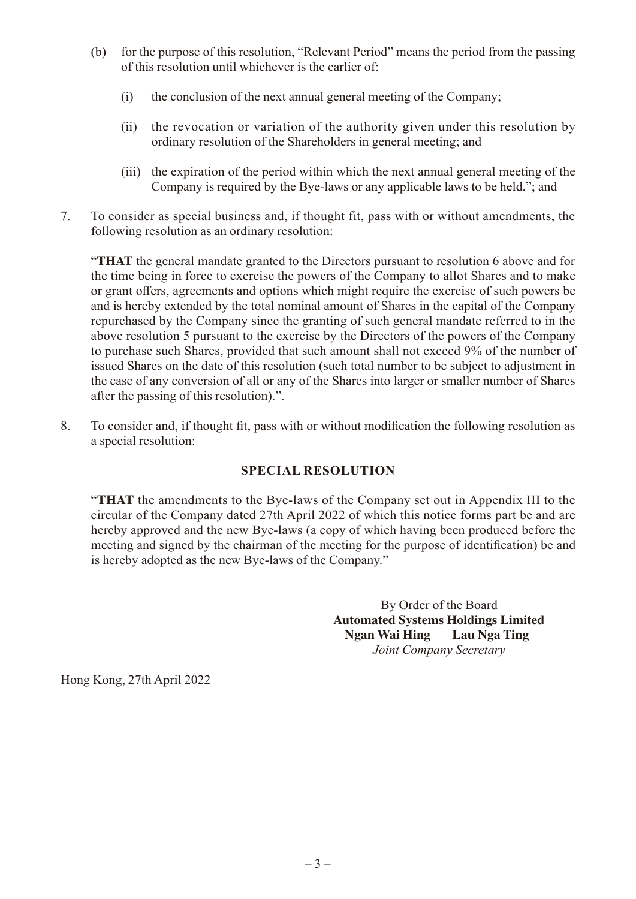(b) for the purpose of this resolution, "Relevant Period" means the period from the passing of this resolution until whichever is the earlier of:

  (i) the conclusion of the next annual general meeting of the Company;

  (ii) the revocation or variation of the authority given under this resolution by ordinary resolution of the Shareholders in general meeting; and

  (iii) the expiration of the period within which the next annual general meeting of the Company is required by the Bye-laws or any applicable laws to be held."; and

7. To consider as special business and, if thought fit, pass with or without amendments, the following resolution as an ordinary resolution:

"**THAT** the general mandate granted to the Directors pursuant to resolution 6 above and for the time being in force to exercise the powers of the Company to allot Shares and to make or grant offers, agreements and options which might require the exercise of such powers be and is hereby extended by the total nominal amount of Shares in the capital of the Company repurchased by the Company since the granting of such general mandate referred to in the above resolution 5 pursuant to the exercise by the Directors of the powers of the Company to purchase such Shares, provided that such amount shall not exceed 9% of the number of issued Shares on the date of this resolution (such total number to be subject to adjustment in the case of any conversion of all or any of the Shares into larger or smaller number of Shares after the passing of this resolution).".

8. To consider and, if thought fit, pass with or without modification the following resolution as a special resolution:

**SPECIAL RESOLUTION**

"**THAT** the amendments to the Bye-laws of the Company set out in Appendix III to the circular of the Company dated 27th April 2022 of which this notice forms part be and are hereby approved and the new Bye-laws (a copy of which having been produced before the meeting and signed by the chairman of the meeting for the purpose of identification) be and is hereby adopted as the new Bye-laws of the Company."

By Order of the Board
**Automated Systems Holdings Limited**
**Ngan Wai Hing    Lau Nga Ting**
*Joint Company Secretary*

Hong Kong, 27th April 2022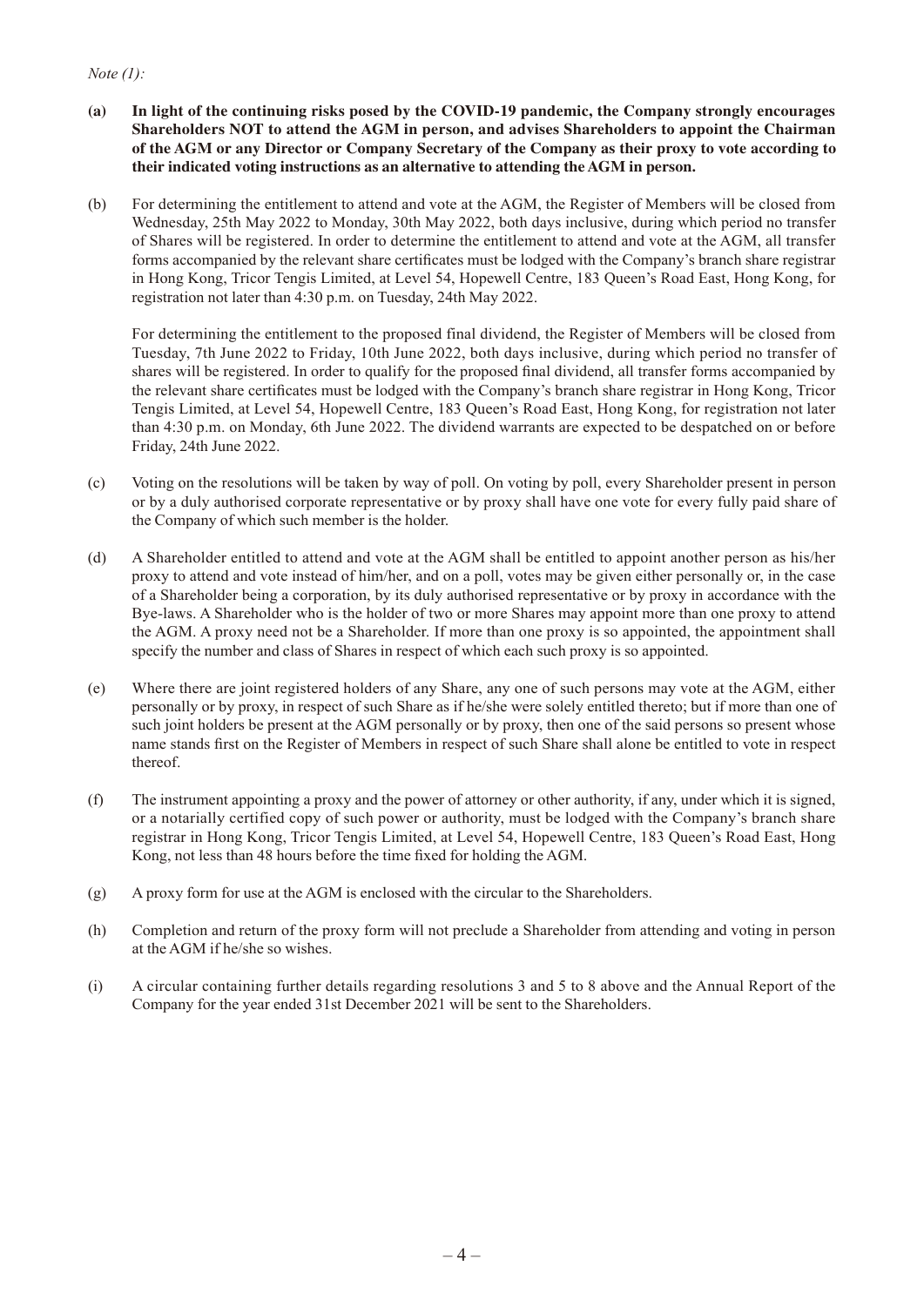*Note (1):*

(a) **In light of the continuing risks posed by the COVID-19 pandemic, the Company strongly encourages Shareholders NOT to attend the AGM in person, and advises Shareholders to appoint the Chairman of the AGM or any Director or Company Secretary of the Company as their proxy to vote according to their indicated voting instructions as an alternative to attending the AGM in person.**

(b) For determining the entitlement to attend and vote at the AGM, the Register of Members will be closed from Wednesday, 25th May 2022 to Monday, 30th May 2022, both days inclusive, during which period no transfer of Shares will be registered. In order to determine the entitlement to attend and vote at the AGM, all transfer forms accompanied by the relevant share certificates must be lodged with the Company's branch share registrar in Hong Kong, Tricor Tengis Limited, at Level 54, Hopewell Centre, 183 Queen's Road East, Hong Kong, for registration not later than 4:30 p.m. on Tuesday, 24th May 2022.

For determining the entitlement to the proposed final dividend, the Register of Members will be closed from Tuesday, 7th June 2022 to Friday, 10th June 2022, both days inclusive, during which period no transfer of shares will be registered. In order to qualify for the proposed final dividend, all transfer forms accompanied by the relevant share certificates must be lodged with the Company's branch share registrar in Hong Kong, Tricor Tengis Limited, at Level 54, Hopewell Centre, 183 Queen's Road East, Hong Kong, for registration not later than 4:30 p.m. on Monday, 6th June 2022. The dividend warrants are expected to be despatched on or before Friday, 24th June 2022.

(c) Voting on the resolutions will be taken by way of poll. On voting by poll, every Shareholder present in person or by a duly authorised corporate representative or by proxy shall have one vote for every fully paid share of the Company of which such member is the holder.

(d) A Shareholder entitled to attend and vote at the AGM shall be entitled to appoint another person as his/her proxy to attend and vote instead of him/her, and on a poll, votes may be given either personally or, in the case of a Shareholder being a corporation, by its duly authorised representative or by proxy in accordance with the Bye-laws. A Shareholder who is the holder of two or more Shares may appoint more than one proxy to attend the AGM. A proxy need not be a Shareholder. If more than one proxy is so appointed, the appointment shall specify the number and class of Shares in respect of which each such proxy is so appointed.

(e) Where there are joint registered holders of any Share, any one of such persons may vote at the AGM, either personally or by proxy, in respect of such Share as if he/she were solely entitled thereto; but if more than one of such joint holders be present at the AGM personally or by proxy, then one of the said persons so present whose name stands first on the Register of Members in respect of such Share shall alone be entitled to vote in respect thereof.

(f) The instrument appointing a proxy and the power of attorney or other authority, if any, under which it is signed, or a notarially certified copy of such power or authority, must be lodged with the Company's branch share registrar in Hong Kong, Tricor Tengis Limited, at Level 54, Hopewell Centre, 183 Queen's Road East, Hong Kong, not less than 48 hours before the time fixed for holding the AGM.

(g) A proxy form for use at the AGM is enclosed with the circular to the Shareholders.

(h) Completion and return of the proxy form will not preclude a Shareholder from attending and voting in person at the AGM if he/she so wishes.

(i) A circular containing further details regarding resolutions 3 and 5 to 8 above and the Annual Report of the Company for the year ended 31st December 2021 will be sent to the Shareholders.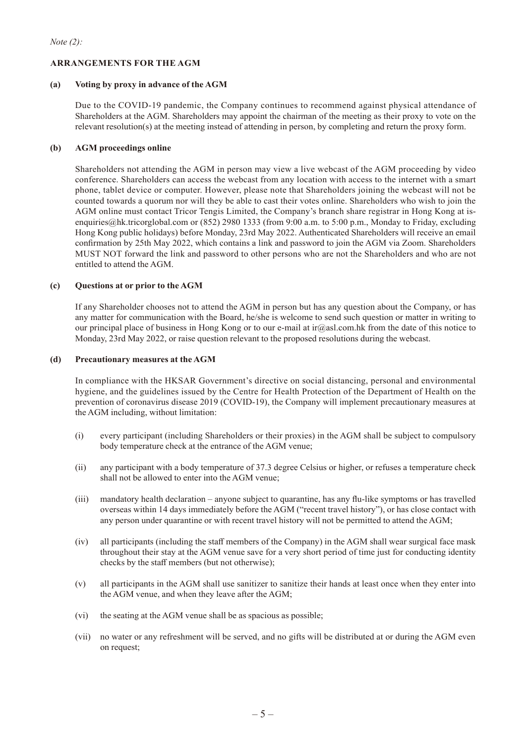*Note (2):*

**ARRANGEMENTS FOR THE AGM**

**(a) Voting by proxy in advance of the AGM**

Due to the COVID-19 pandemic, the Company continues to recommend against physical attendance of Shareholders at the AGM. Shareholders may appoint the chairman of the meeting as their proxy to vote on the relevant resolution(s) at the meeting instead of attending in person, by completing and return the proxy form.

**(b) AGM proceedings online**

Shareholders not attending the AGM in person may view a live webcast of the AGM proceeding by video conference. Shareholders can access the webcast from any location with access to the internet with a smart phone, tablet device or computer. However, please note that Shareholders joining the webcast will not be counted towards a quorum nor will they be able to cast their votes online. Shareholders who wish to join the AGM online must contact Tricor Tengis Limited, the Company's branch share registrar in Hong Kong at is-enquiries@hk.tricorglobal.com or (852) 2980 1333 (from 9:00 a.m. to 5:00 p.m., Monday to Friday, excluding Hong Kong public holidays) before Monday, 23rd May 2022. Authenticated Shareholders will receive an email confirmation by 25th May 2022, which contains a link and password to join the AGM via Zoom. Shareholders MUST NOT forward the link and password to other persons who are not the Shareholders and who are not entitled to attend the AGM.

**(c) Questions at or prior to the AGM**

If any Shareholder chooses not to attend the AGM in person but has any question about the Company, or has any matter for communication with the Board, he/she is welcome to send such question or matter in writing to our principal place of business in Hong Kong or to our e-mail at ir@asl.com.hk from the date of this notice to Monday, 23rd May 2022, or raise question relevant to the proposed resolutions during the webcast.

**(d) Precautionary measures at the AGM**

In compliance with the HKSAR Government's directive on social distancing, personal and environmental hygiene, and the guidelines issued by the Centre for Health Protection of the Department of Health on the prevention of coronavirus disease 2019 (COVID-19), the Company will implement precautionary measures at the AGM including, without limitation:

(i) every participant (including Shareholders or their proxies) in the AGM shall be subject to compulsory body temperature check at the entrance of the AGM venue;

(ii) any participant with a body temperature of 37.3 degree Celsius or higher, or refuses a temperature check shall not be allowed to enter into the AGM venue;

(iii) mandatory health declaration – anyone subject to quarantine, has any flu-like symptoms or has travelled overseas within 14 days immediately before the AGM ("recent travel history"), or has close contact with any person under quarantine or with recent travel history will not be permitted to attend the AGM;

(iv) all participants (including the staff members of the Company) in the AGM shall wear surgical face mask throughout their stay at the AGM venue save for a very short period of time just for conducting identity checks by the staff members (but not otherwise);

(v) all participants in the AGM shall use sanitizer to sanitize their hands at least once when they enter into the AGM venue, and when they leave after the AGM;

(vi) the seating at the AGM venue shall be as spacious as possible;

(vii) no water or any refreshment will be served, and no gifts will be distributed at or during the AGM even on request;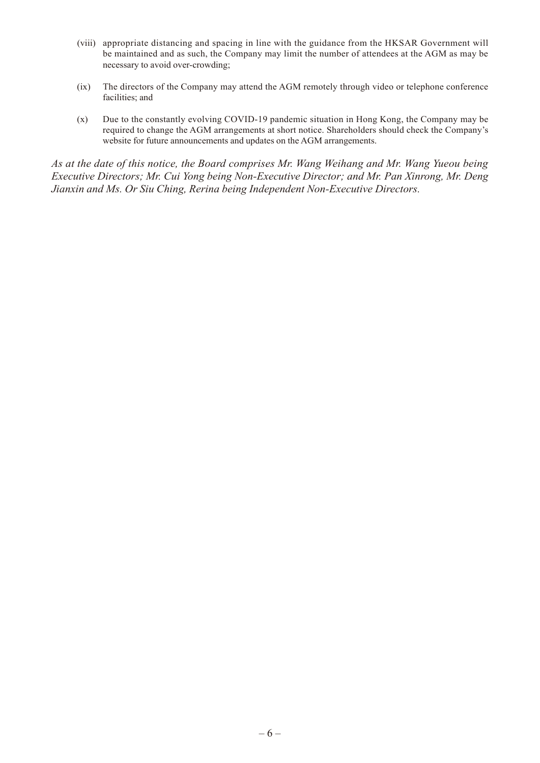(viii) appropriate distancing and spacing in line with the guidance from the HKSAR Government will be maintained and as such, the Company may limit the number of attendees at the AGM as may be necessary to avoid over-crowding;

(ix) The directors of the Company may attend the AGM remotely through video or telephone conference facilities; and

(x) Due to the constantly evolving COVID-19 pandemic situation in Hong Kong, the Company may be required to change the AGM arrangements at short notice. Shareholders should check the Company's website for future announcements and updates on the AGM arrangements.

*As at the date of this notice, the Board comprises Mr. Wang Weihang and Mr. Wang Yueou being Executive Directors; Mr. Cui Yong being Non-Executive Director; and Mr. Pan Xinrong, Mr. Deng Jianxin and Ms. Or Siu Ching, Rerina being Independent Non-Executive Directors.*